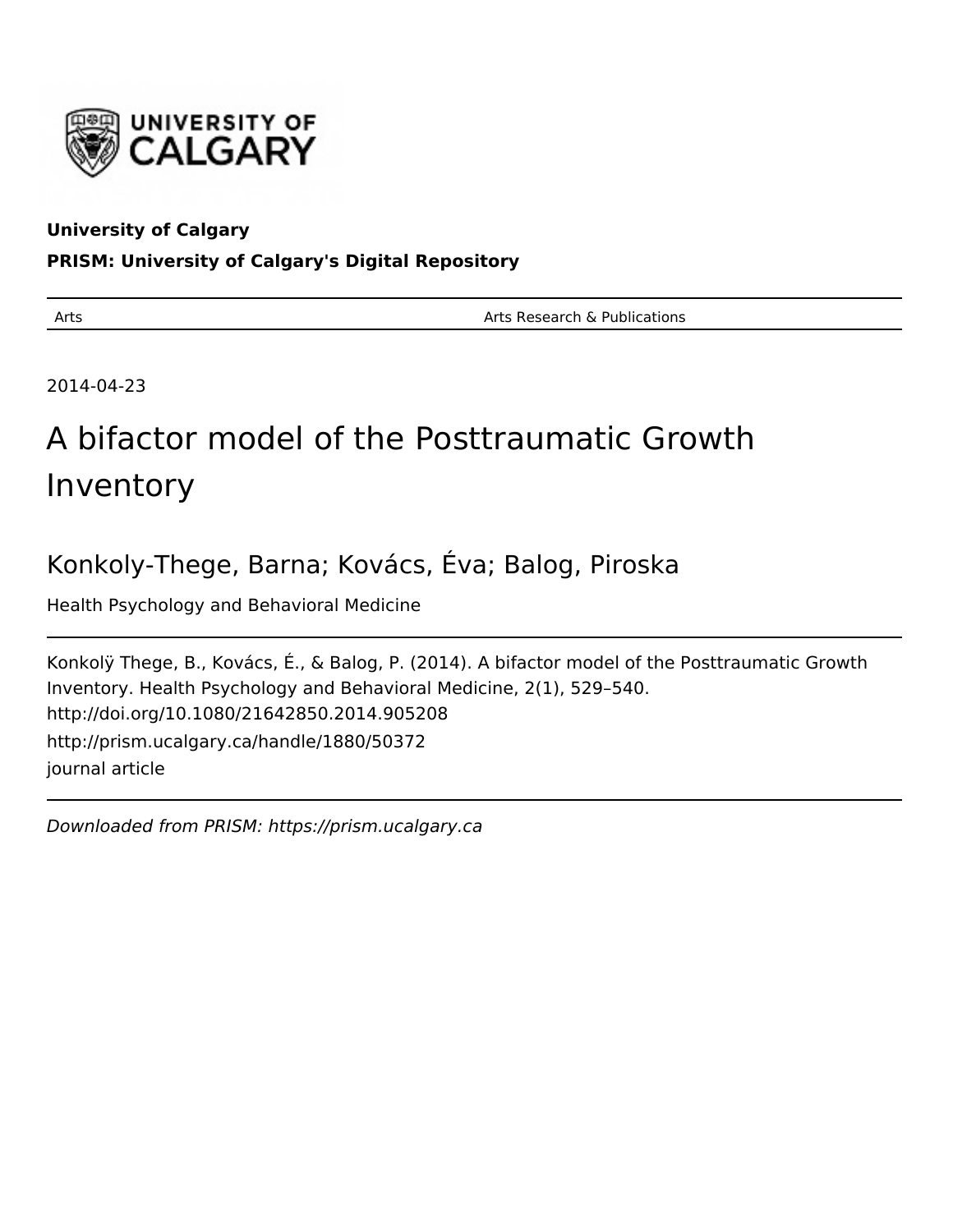**University of Calgary**

**PRISM: University of Calgary's Digital Repository**

| Arts | Arts Research & Publications |
|---|---|

2014-04-23

# A bifactor model of the Posttraumatic Growth Inventory

## Konkoly-Thege, Barna; Kovács, Éva; Balog, Piroska

Health Psychology and Behavioral Medicine

Konkolÿ Thege, B., Kovács, É., & Balog, P. (2014). A bifactor model of the Posttraumatic Growth Inventory. Health Psychology and Behavioral Medicine, 2(1), 529–540.
http://doi.org/10.1080/21642850.2014.905208
http://prism.ucalgary.ca/handle/1880/50372
journal article

*Downloaded from PRISM: https://prism.ucalgary.ca*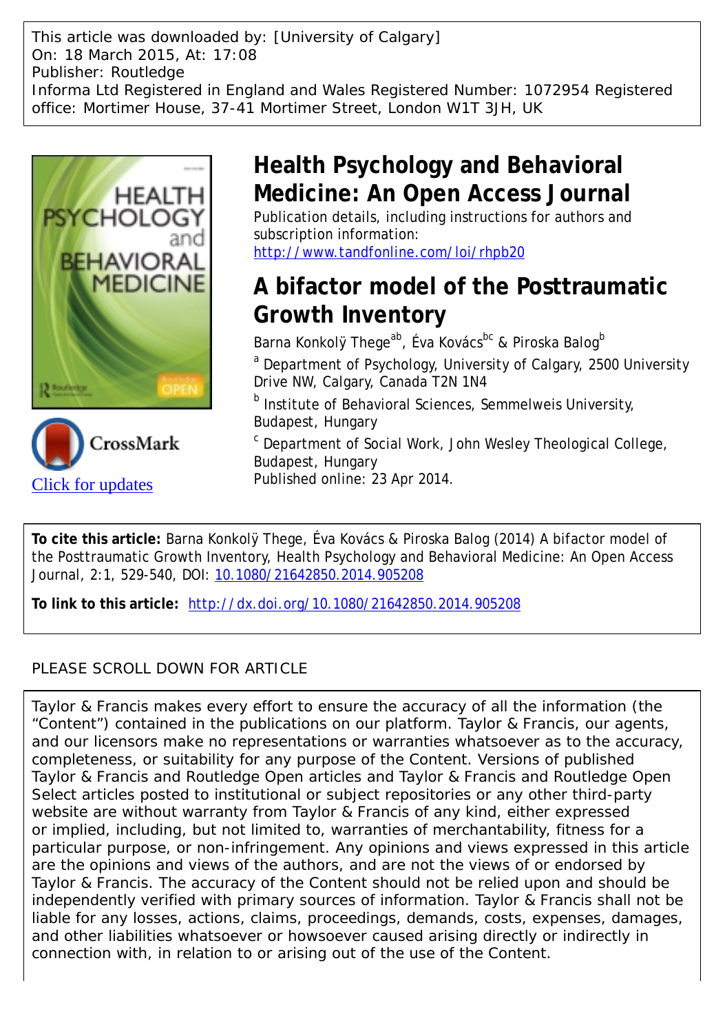This article was downloaded by: [University of Calgary]
On: 18 March 2015, At: 17:08
Publisher: Routledge
Informa Ltd Registered in England and Wales Registered Number: 1072954 Registered office: Mortimer House, 37-41 Mortimer Street, London W1T 3JH, UK

# Health Psychology and Behavioral Medicine: An Open Access Journal

Publication details, including instructions for authors and subscription information:
http://www.tandfonline.com/loi/rhpb20

## A bifactor model of the Posttraumatic Growth Inventory

Barna Konkolÿ Thege[a,b], Éva Kovács[b,c] & Piroska Balog[b]

[a] Department of Psychology, University of Calgary, 2500 University Drive NW, Calgary, Canada T2N 1N4

[b] Institute of Behavioral Sciences, Semmelweis University, Budapest, Hungary

[c] Department of Social Work, John Wesley Theological College, Budapest, Hungary

Published online: 23 Apr 2014.

Click for updates

**To cite this article:** Barna Konkolÿ Thege, Éva Kovács & Piroska Balog (2014) A bifactor model of the Posttraumatic Growth Inventory, Health Psychology and Behavioral Medicine: An Open Access Journal, 2:1, 529-540, DOI: 10.1080/21642850.2014.905208

**To link to this article:** http://dx.doi.org/10.1080/21642850.2014.905208

PLEASE SCROLL DOWN FOR ARTICLE

Taylor & Francis makes every effort to ensure the accuracy of all the information (the "Content") contained in the publications on our platform. Taylor & Francis, our agents, and our licensors make no representations or warranties whatsoever as to the accuracy, completeness, or suitability for any purpose of the Content. Versions of published Taylor & Francis and Routledge Open articles and Taylor & Francis and Routledge Open Select articles posted to institutional or subject repositories or any other third-party website are without warranty from Taylor & Francis of any kind, either expressed or implied, including, but not limited to, warranties of merchantability, fitness for a particular purpose, or non-infringement. Any opinions and views expressed in this article are the opinions and views of the authors, and are not the views of or endorsed by Taylor & Francis. The accuracy of the Content should not be relied upon and should be independently verified with primary sources of information. Taylor & Francis shall not be liable for any losses, actions, claims, proceedings, demands, costs, expenses, damages, and other liabilities whatsoever or howsoever caused arising directly or indirectly in connection with, in relation to or arising out of the use of the Content.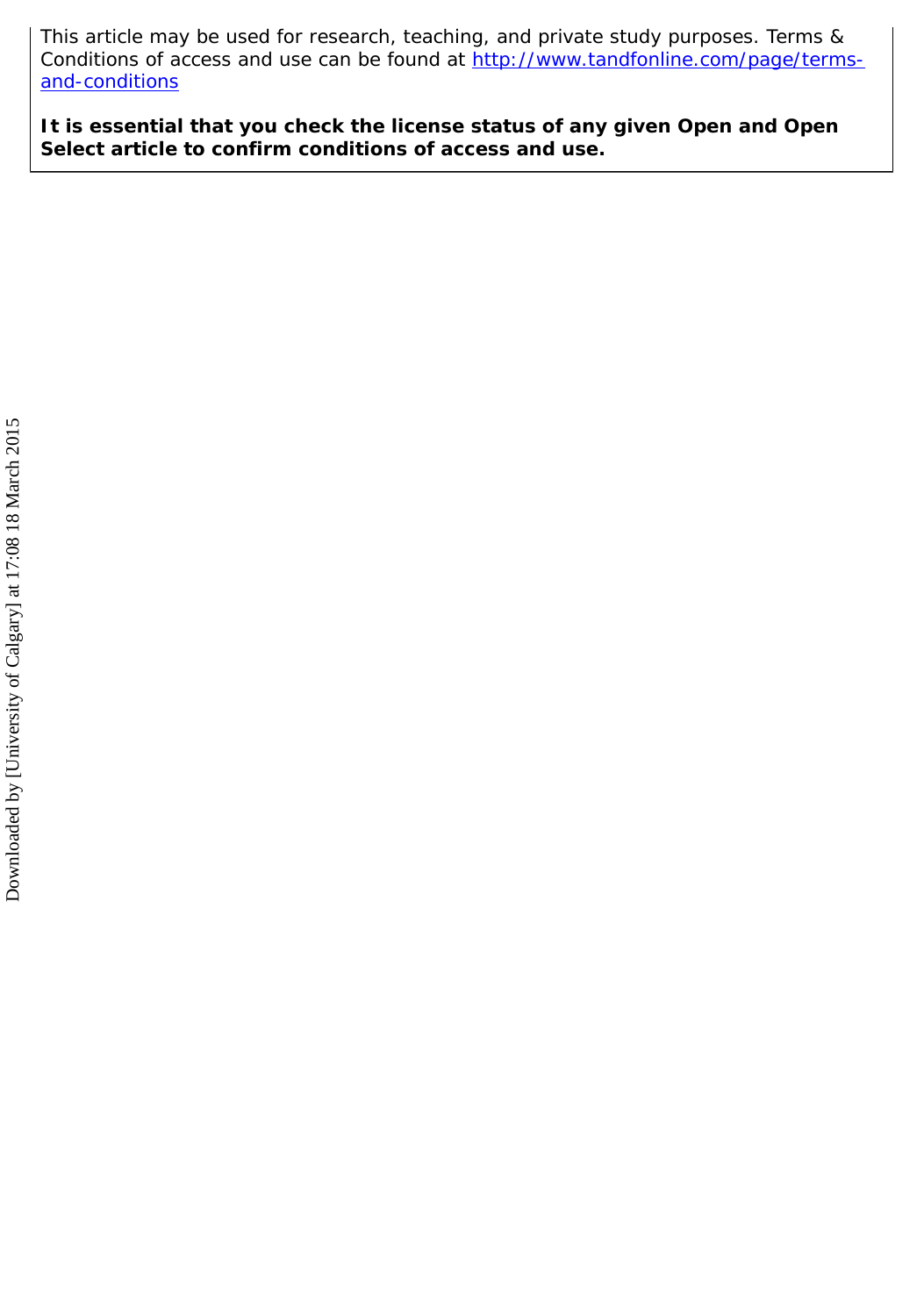This article may be used for research, teaching, and private study purposes. Terms & Conditions of access and use can be found at [http://www.tandfonline.com/page/terms-and-conditions](http://www.tandfonline.com/page/terms-and-conditions)

**It is essential that you check the license status of any given Open and Open Select article to confirm conditions of access and use.**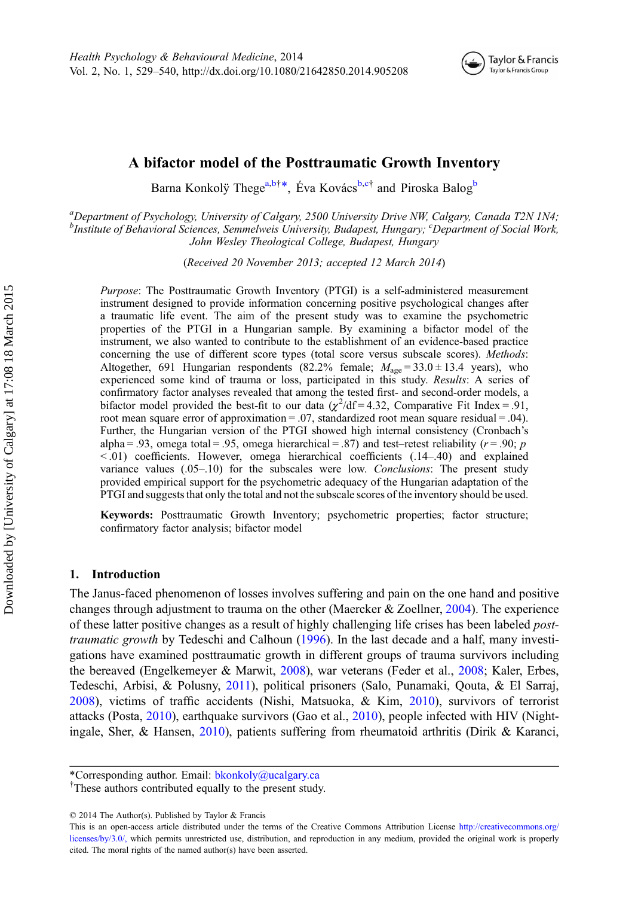# A bifactor model of the Posttraumatic Growth Inventory

Barna Konkolÿ Thege[a,b†*], Éva Kovács[b,c†] and Piroska Balog[b]

[a]*Department of Psychology, University of Calgary, 2500 University Drive NW, Calgary, Canada T2N 1N4;* [b]*Institute of Behavioral Sciences, Semmelweis University, Budapest, Hungary;* [c]*Department of Social Work, John Wesley Theological College, Budapest, Hungary*

(*Received 20 November 2013; accepted 12 March 2014*)

*Purpose*: The Posttraumatic Growth Inventory (PTGI) is a self-administered measurement instrument designed to provide information concerning positive psychological changes after a traumatic life event. The aim of the present study was to examine the psychometric properties of the PTGI in a Hungarian sample. By examining a bifactor model of the instrument, we also wanted to contribute to the establishment of an evidence-based practice concerning the use of different score types (total score versus subscale scores). *Methods*: Altogether, 691 Hungarian respondents (82.2% female; $M_{age} = 33.0 \pm 13.4$ years), who experienced some kind of trauma or loss, participated in this study. *Results*: A series of confirmatory factor analyses revealed that among the tested first- and second-order models, a bifactor model provided the best-fit to our data ($\chi^2/\text{df} = 4.32$, Comparative Fit Index = .91, root mean square error of approximation = .07, standardized root mean square residual = .04). Further, the Hungarian version of the PTGI showed high internal consistency (Cronbach's alpha = .93, omega total = .95, omega hierarchical = .87) and test–retest reliability ($r = .90$; $p < .01$) coefficients. However, omega hierarchical coefficients (.14–.40) and explained variance values (.05–.10) for the subscales were low. *Conclusions*: The present study provided empirical support for the psychometric adequacy of the Hungarian adaptation of the PTGI and suggests that only the total and not the subscale scores of the inventory should be used.

**Keywords:** Posttraumatic Growth Inventory; psychometric properties; factor structure; confirmatory factor analysis; bifactor model

## 1. Introduction

The Janus-faced phenomenon of losses involves suffering and pain on the one hand and positive changes through adjustment to trauma on the other (Maercker & Zoellner, 2004). The experience of these latter positive changes as a result of highly challenging life crises has been labeled *posttraumatic growth* by Tedeschi and Calhoun (1996). In the last decade and a half, many investigations have examined posttraumatic growth in different groups of trauma survivors including the bereaved (Engelkemeyer & Marwit, 2008), war veterans (Feder et al., 2008; Kaler, Erbes, Tedeschi, Arbisi, & Polusny, 2011), political prisoners (Salo, Punamaki, Qouta, & El Sarraj, 2008), victims of traffic accidents (Nishi, Matsuoka, & Kim, 2010), survivors of terrorist attacks (Posta, 2010), earthquake survivors (Gao et al., 2010), people infected with HIV (Nightingale, Sher, & Hansen, 2010), patients suffering from rheumatoid arthritis (Dirik & Karanci,

---

*Corresponding author. Email: bkonkoly@ucalgary.ca
†These authors contributed equally to the present study.

© 2014 The Author(s). Published by Taylor & Francis
This is an open-access article distributed under the terms of the Creative Commons Attribution License http://creativecommons.org/licenses/by/3.0/, which permits unrestricted use, distribution, and reproduction in any medium, provided the original work is properly cited. The moral rights of the named author(s) have been asserted.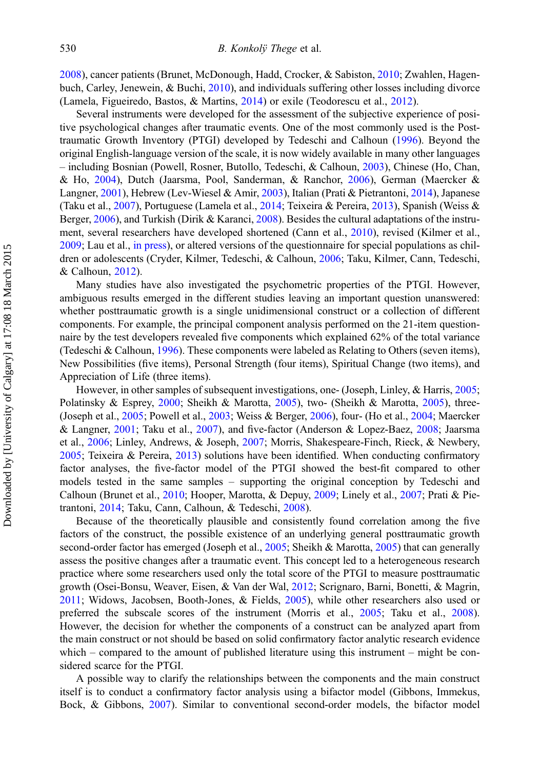2008), cancer patients (Brunet, McDonough, Hadd, Crocker, & Sabiston, 2010; Zwahlen, Hagenbuch, Carley, Jenewein, & Buchi, 2010), and individuals suffering other losses including divorce (Lamela, Figueiredo, Bastos, & Martins, 2014) or exile (Teodorescu et al., 2012).

Several instruments were developed for the assessment of the subjective experience of positive psychological changes after traumatic events. One of the most commonly used is the Posttraumatic Growth Inventory (PTGI) developed by Tedeschi and Calhoun (1996). Beyond the original English-language version of the scale, it is now widely available in many other languages – including Bosnian (Powell, Rosner, Butollo, Tedeschi, & Calhoun, 2003), Chinese (Ho, Chan, & Ho, 2004), Dutch (Jaarsma, Pool, Sanderman, & Ranchor, 2006), German (Maercker & Langner, 2001), Hebrew (Lev-Wiesel & Amir, 2003), Italian (Prati & Pietrantoni, 2014), Japanese (Taku et al., 2007), Portuguese (Lamela et al., 2014; Teixeira & Pereira, 2013), Spanish (Weiss & Berger, 2006), and Turkish (Dirik & Karanci, 2008). Besides the cultural adaptations of the instrument, several researchers have developed shortened (Cann et al., 2010), revised (Kilmer et al., 2009; Lau et al., in press), or altered versions of the questionnaire for special populations as children or adolescents (Cryder, Kilmer, Tedeschi, & Calhoun, 2006; Taku, Kilmer, Cann, Tedeschi, & Calhoun, 2012).

Many studies have also investigated the psychometric properties of the PTGI. However, ambiguous results emerged in the different studies leaving an important question unanswered: whether posttraumatic growth is a single unidimensional construct or a collection of different components. For example, the principal component analysis performed on the 21-item questionnaire by the test developers revealed five components which explained 62% of the total variance (Tedeschi & Calhoun, 1996). These components were labeled as Relating to Others (seven items), New Possibilities (five items), Personal Strength (four items), Spiritual Change (two items), and Appreciation of Life (three items).

However, in other samples of subsequent investigations, one- (Joseph, Linley, & Harris, 2005; Polatinsky & Esprey, 2000; Sheikh & Marotta, 2005), two- (Sheikh & Marotta, 2005), three- (Joseph et al., 2005; Powell et al., 2003; Weiss & Berger, 2006), four- (Ho et al., 2004; Maercker & Langner, 2001; Taku et al., 2007), and five-factor (Anderson & Lopez-Baez, 2008; Jaarsma et al., 2006; Linley, Andrews, & Joseph, 2007; Morris, Shakespeare-Finch, Rieck, & Newbery, 2005; Teixeira & Pereira, 2013) solutions have been identified. When conducting confirmatory factor analyses, the five-factor model of the PTGI showed the best-fit compared to other models tested in the same samples – supporting the original conception by Tedeschi and Calhoun (Brunet et al., 2010; Hooper, Marotta, & Depuy, 2009; Linely et al., 2007; Prati & Pietrantoni, 2014; Taku, Cann, Calhoun, & Tedeschi, 2008).

Because of the theoretically plausible and consistently found correlation among the five factors of the construct, the possible existence of an underlying general posttraumatic growth second-order factor has emerged (Joseph et al., 2005; Sheikh & Marotta, 2005) that can generally assess the positive changes after a traumatic event. This concept led to a heterogeneous research practice where some researchers used only the total score of the PTGI to measure posttraumatic growth (Osei-Bonsu, Weaver, Eisen, & Van der Wal, 2012; Scrignaro, Barni, Bonetti, & Magrin, 2011; Widows, Jacobsen, Booth-Jones, & Fields, 2005), while other researchers also used or preferred the subscale scores of the instrument (Morris et al., 2005; Taku et al., 2008). However, the decision for whether the components of a construct can be analyzed apart from the main construct or not should be based on solid confirmatory factor analytic research evidence which – compared to the amount of published literature using this instrument – might be considered scarce for the PTGI.

A possible way to clarify the relationships between the components and the main construct itself is to conduct a confirmatory factor analysis using a bifactor model (Gibbons, Immekus, Bock, & Gibbons, 2007). Similar to conventional second-order models, the bifactor model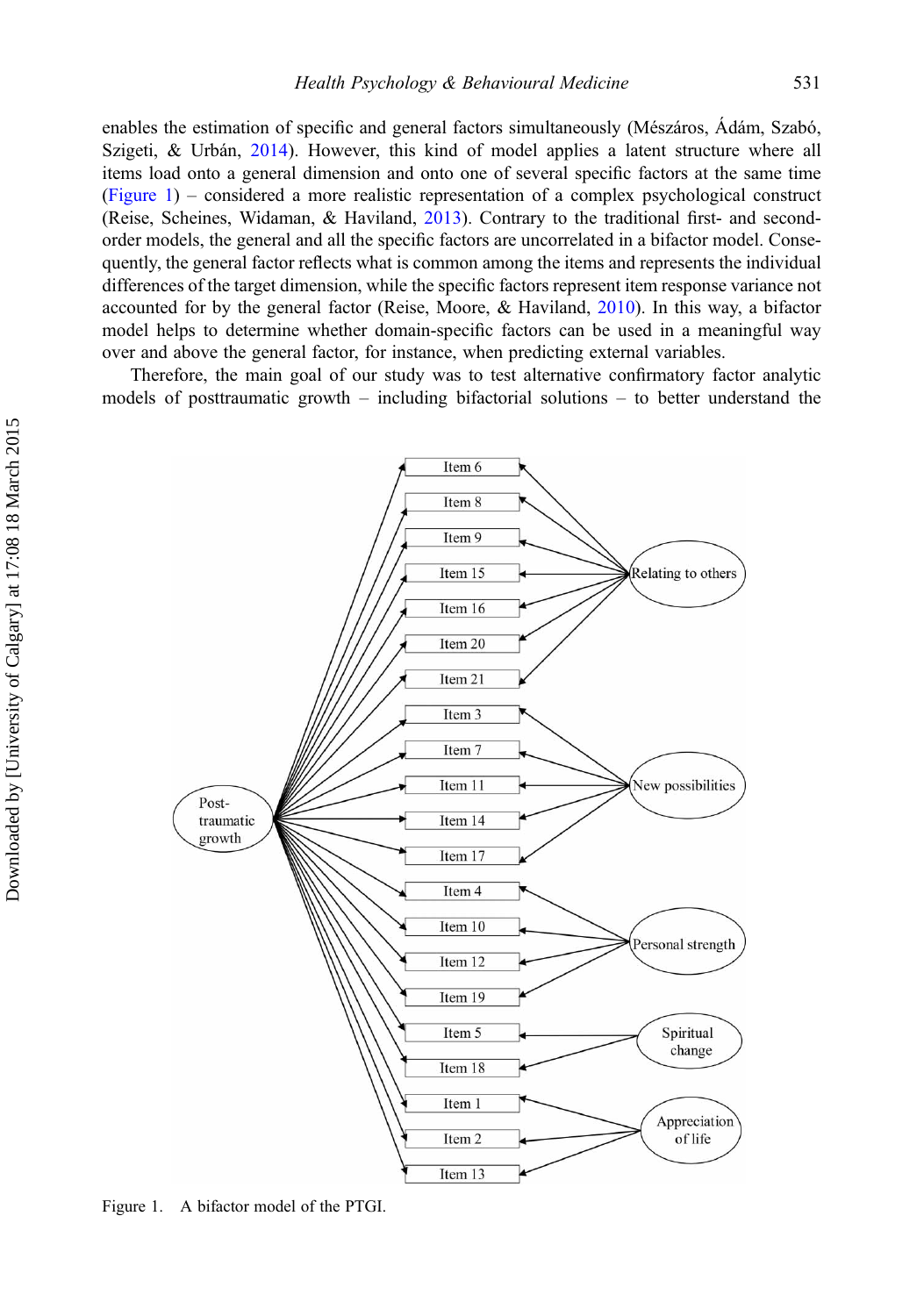enables the estimation of specific and general factors simultaneously (Mészáros, Ádám, Szabó, Szigeti, & Urbán, 2014). However, this kind of model applies a latent structure where all items load onto a general dimension and onto one of several specific factors at the same time (Figure 1) – considered a more realistic representation of a complex psychological construct (Reise, Scheines, Widaman, & Haviland, 2013). Contrary to the traditional first- and second-order models, the general and all the specific factors are uncorrelated in a bifactor model. Consequently, the general factor reflects what is common among the items and represents the individual differences of the target dimension, while the specific factors represent item response variance not accounted for by the general factor (Reise, Moore, & Haviland, 2010). In this way, a bifactor model helps to determine whether domain-specific factors can be used in a meaningful way over and above the general factor, for instance, when predicting external variables.

Therefore, the main goal of our study was to test alternative confirmatory factor analytic models of posttraumatic growth – including bifactorial solutions – to better understand the

Figure 1. A bifactor model of the PTGI.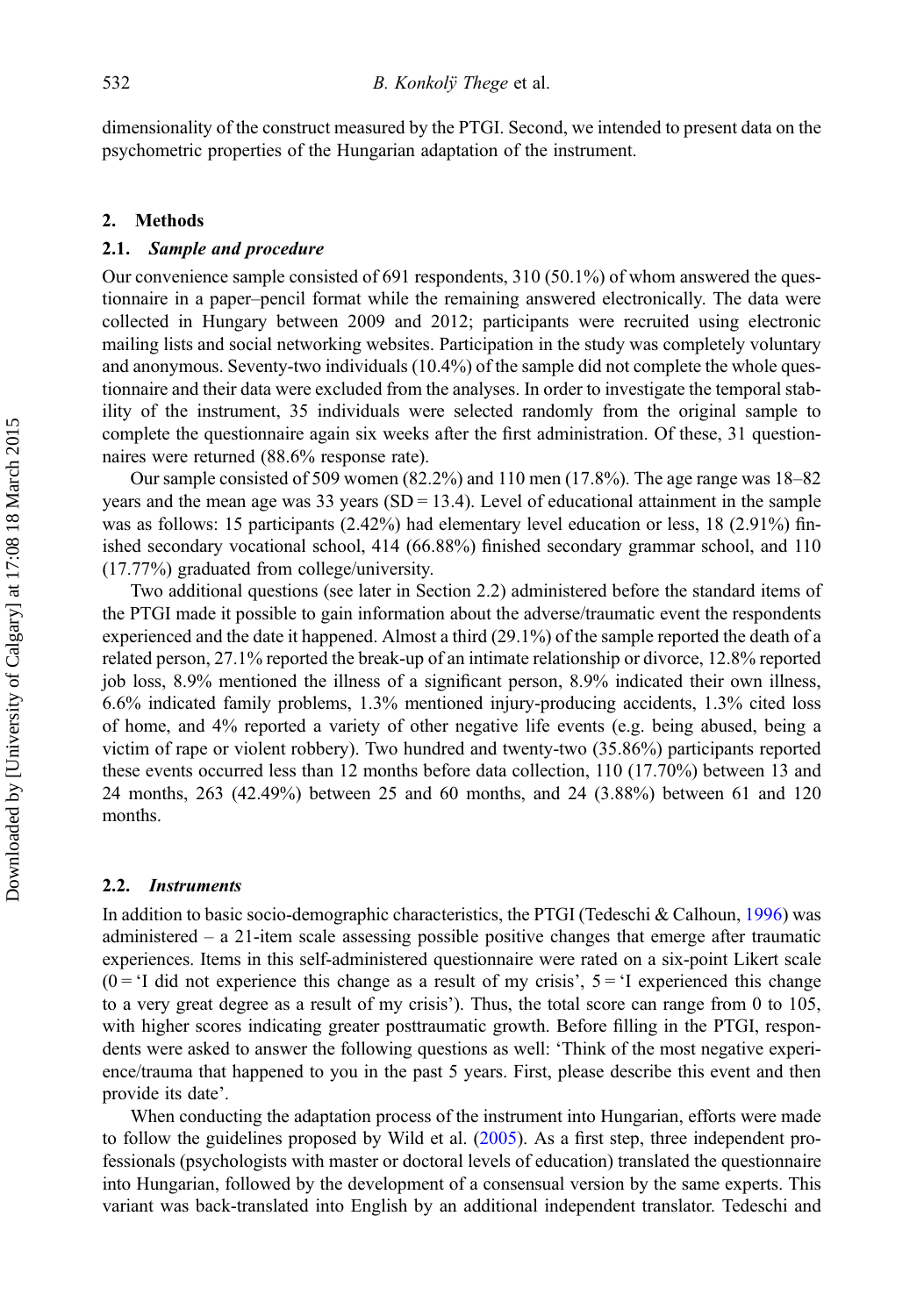dimensionality of the construct measured by the PTGI. Second, we intended to present data on the psychometric properties of the Hungarian adaptation of the instrument.

## 2. Methods

### 2.1. *Sample and procedure*

Our convenience sample consisted of 691 respondents, 310 (50.1%) of whom answered the questionnaire in a paper–pencil format while the remaining answered electronically. The data were collected in Hungary between 2009 and 2012; participants were recruited using electronic mailing lists and social networking websites. Participation in the study was completely voluntary and anonymous. Seventy-two individuals (10.4%) of the sample did not complete the whole questionnaire and their data were excluded from the analyses. In order to investigate the temporal stability of the instrument, 35 individuals were selected randomly from the original sample to complete the questionnaire again six weeks after the first administration. Of these, 31 questionnaires were returned (88.6% response rate).

Our sample consisted of 509 women (82.2%) and 110 men (17.8%). The age range was 18–82 years and the mean age was 33 years (SD = 13.4). Level of educational attainment in the sample was as follows: 15 participants (2.42%) had elementary level education or less, 18 (2.91%) finished secondary vocational school, 414 (66.88%) finished secondary grammar school, and 110 (17.77%) graduated from college/university.

Two additional questions (see later in Section 2.2) administered before the standard items of the PTGI made it possible to gain information about the adverse/traumatic event the respondents experienced and the date it happened. Almost a third (29.1%) of the sample reported the death of a related person, 27.1% reported the break-up of an intimate relationship or divorce, 12.8% reported job loss, 8.9% mentioned the illness of a significant person, 8.9% indicated their own illness, 6.6% indicated family problems, 1.3% mentioned injury-producing accidents, 1.3% cited loss of home, and 4% reported a variety of other negative life events (e.g. being abused, being a victim of rape or violent robbery). Two hundred and twenty-two (35.86%) participants reported these events occurred less than 12 months before data collection, 110 (17.70%) between 13 and 24 months, 263 (42.49%) between 25 and 60 months, and 24 (3.88%) between 61 and 120 months.

### 2.2. *Instruments*

In addition to basic socio-demographic characteristics, the PTGI (Tedeschi & Calhoun, 1996) was administered – a 21-item scale assessing possible positive changes that emerge after traumatic experiences. Items in this self-administered questionnaire were rated on a six-point Likert scale (0 = 'I did not experience this change as a result of my crisis', 5 = 'I experienced this change to a very great degree as a result of my crisis'). Thus, the total score can range from 0 to 105, with higher scores indicating greater posttraumatic growth. Before filling in the PTGI, respondents were asked to answer the following questions as well: 'Think of the most negative experience/trauma that happened to you in the past 5 years. First, please describe this event and then provide its date'.

When conducting the adaptation process of the instrument into Hungarian, efforts were made to follow the guidelines proposed by Wild et al. (2005). As a first step, three independent professionals (psychologists with master or doctoral levels of education) translated the questionnaire into Hungarian, followed by the development of a consensual version by the same experts. This variant was back-translated into English by an additional independent translator. Tedeschi and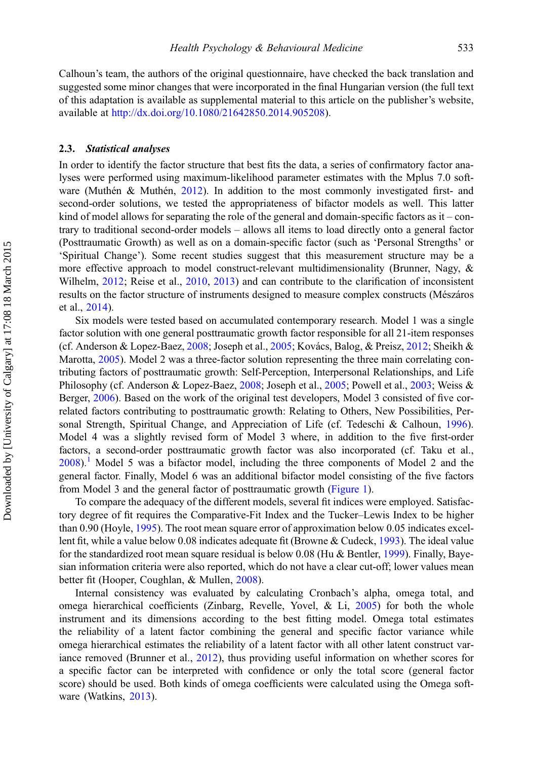Calhoun's team, the authors of the original questionnaire, have checked the back translation and suggested some minor changes that were incorporated in the final Hungarian version (the full text of this adaptation is available as supplemental material to this article on the publisher's website, available at http://dx.doi.org/10.1080/21642850.2014.905208).

### 2.3. *Statistical analyses*

In order to identify the factor structure that best fits the data, a series of confirmatory factor analyses were performed using maximum-likelihood parameter estimates with the Mplus 7.0 software (Muthén & Muthén, 2012). In addition to the most commonly investigated first- and second-order solutions, we tested the appropriateness of bifactor models as well. This latter kind of model allows for separating the role of the general and domain-specific factors as it – contrary to traditional second-order models – allows all items to load directly onto a general factor (Posttraumatic Growth) as well as on a domain-specific factor (such as 'Personal Strengths' or 'Spiritual Change'). Some recent studies suggest that this measurement structure may be a more effective approach to model construct-relevant multidimensionality (Brunner, Nagy, & Wilhelm, 2012; Reise et al., 2010, 2013) and can contribute to the clarification of inconsistent results on the factor structure of instruments designed to measure complex constructs (Mészáros et al., 2014).

Six models were tested based on accumulated contemporary research. Model 1 was a single factor solution with one general posttraumatic growth factor responsible for all 21-item responses (cf. Anderson & Lopez-Baez, 2008; Joseph et al., 2005; Kovács, Balog, & Preisz, 2012; Sheikh & Marotta, 2005). Model 2 was a three-factor solution representing the three main correlating contributing factors of posttraumatic growth: Self-Perception, Interpersonal Relationships, and Life Philosophy (cf. Anderson & Lopez-Baez, 2008; Joseph et al., 2005; Powell et al., 2003; Weiss & Berger, 2006). Based on the work of the original test developers, Model 3 consisted of five correlated factors contributing to posttraumatic growth: Relating to Others, New Possibilities, Personal Strength, Spiritual Change, and Appreciation of Life (cf. Tedeschi & Calhoun, 1996). Model 4 was a slightly revised form of Model 3 where, in addition to the five first-order factors, a second-order posttraumatic growth factor was also incorporated (cf. Taku et al., 2008).[1] Model 5 was a bifactor model, including the three components of Model 2 and the general factor. Finally, Model 6 was an additional bifactor model consisting of the five factors from Model 3 and the general factor of posttraumatic growth (Figure 1).

To compare the adequacy of the different models, several fit indices were employed. Satisfactory degree of fit requires the Comparative-Fit Index and the Tucker–Lewis Index to be higher than 0.90 (Hoyle, 1995). The root mean square error of approximation below 0.05 indicates excellent fit, while a value below 0.08 indicates adequate fit (Browne & Cudeck, 1993). The ideal value for the standardized root mean square residual is below 0.08 (Hu & Bentler, 1999). Finally, Bayesian information criteria were also reported, which do not have a clear cut-off; lower values mean better fit (Hooper, Coughlan, & Mullen, 2008).

Internal consistency was evaluated by calculating Cronbach's alpha, omega total, and omega hierarchical coefficients (Zinbarg, Revelle, Yovel, & Li, 2005) for both the whole instrument and its dimensions according to the best fitting model. Omega total estimates the reliability of a latent factor combining the general and specific factor variance while omega hierarchical estimates the reliability of a latent factor with all other latent construct variance removed (Brunner et al., 2012), thus providing useful information on whether scores for a specific factor can be interpreted with confidence or only the total score (general factor score) should be used. Both kinds of omega coefficients were calculated using the Omega software (Watkins, 2013).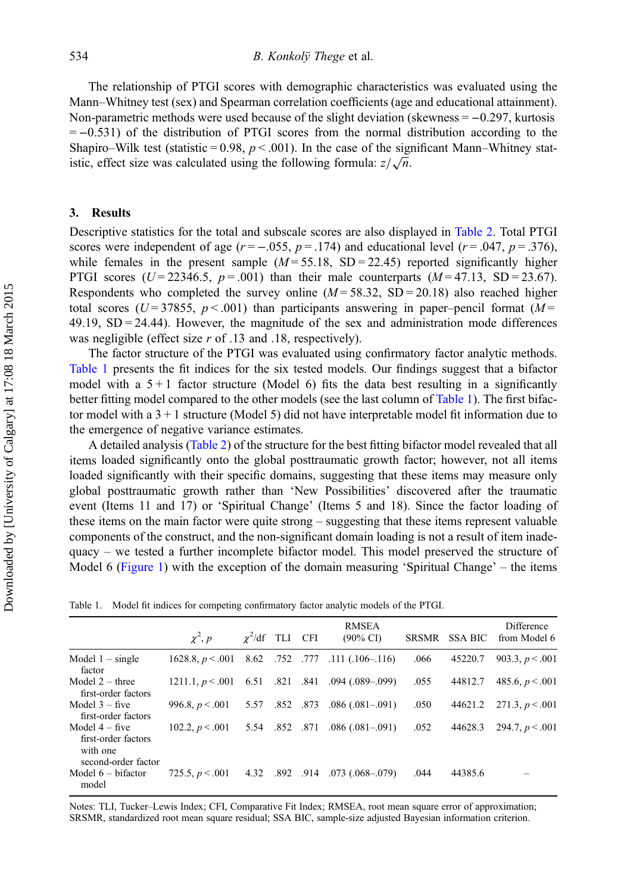The relationship of PTGI scores with demographic characteristics was evaluated using the Mann–Whitney test (sex) and Spearman correlation coefficients (age and educational attainment). Non-parametric methods were used because of the slight deviation (skewness = −0.297, kurtosis = −0.531) of the distribution of PTGI scores from the normal distribution according to the Shapiro–Wilk test (statistic = 0.98, $p < .001$). In the case of the significant Mann–Whitney statistic, effect size was calculated using the following formula: $z/\sqrt{n}$.

## 3. Results

Descriptive statistics for the total and subscale scores are also displayed in Table 2. Total PTGI scores were independent of age ($r = -.055$, $p = .174$) and educational level ($r = .047$, $p = .376$), while females in the present sample ($M = 55.18$, SD = 22.45) reported significantly higher PTGI scores ($U = 22346.5$, $p = .001$) than their male counterparts ($M = 47.13$, SD = 23.67). Respondents who completed the survey online ($M = 58.32$, SD = 20.18) also reached higher total scores ($U = 37855$, $p < .001$) than participants answering in paper–pencil format ($M = 49.19$, SD = 24.44). However, the magnitude of the sex and administration mode differences was negligible (effect size $r$ of .13 and .18, respectively).

The factor structure of the PTGI was evaluated using confirmatory factor analytic methods. Table 1 presents the fit indices for the six tested models. Our findings suggest that a bifactor model with a 5 + 1 factor structure (Model 6) fits the data best resulting in a significantly better fitting model compared to the other models (see the last column of Table 1). The first bifactor model with a 3 + 1 structure (Model 5) did not have interpretable model fit information due to the emergence of negative variance estimates.

A detailed analysis (Table 2) of the structure for the best fitting bifactor model revealed that all items loaded significantly onto the global posttraumatic growth factor; however, not all items loaded significantly with their specific domains, suggesting that these items may measure only global posttraumatic growth rather than 'New Possibilities' discovered after the traumatic event (Items 11 and 17) or 'Spiritual Change' (Items 5 and 18). Since the factor loading of these items on the main factor were quite strong – suggesting that these items represent valuable components of the construct, and the non-significant domain loading is not a result of item inadequacy – we tested a further incomplete bifactor model. This model preserved the structure of Model 6 (Figure 1) with the exception of the domain measuring 'Spiritual Change' – the items

Table 1. Model fit indices for competing confirmatory factor analytic models of the PTGI.

| | $\chi^2$, $p$ | $\chi^2$/df | TLI | CFI | RMSEA (90% CI) | SRSMR | SSA BIC | Difference from Model 6 |
|---|---|---|---|---|---|---|---|---|
| Model 1 – single factor | 1628.8, $p < .001$ | 8.62 | .752 | .777 | .111 (.106–.116) | .066 | 45220.7 | 903.3, $p < .001$ |
| Model 2 – three first-order factors | 1211.1, $p < .001$ | 6.51 | .821 | .841 | .094 (.089–.099) | .055 | 44812.7 | 485.6, $p < .001$ |
| Model 3 – five first-order factors | 996.8, $p < .001$ | 5.57 | .852 | .873 | .086 (.081–.091) | .050 | 44621.2 | 271.3, $p < .001$ |
| Model 4 – five first-order factors with one second-order factor | 102.2, $p < .001$ | 5.54 | .852 | .871 | .086 (.081–.091) | .052 | 44628.3 | 294.7, $p < .001$ |
| Model 6 – bifactor model | 725.5, $p < .001$ | 4.32 | .892 | .914 | .073 (.068–.079) | .044 | 44385.6 | – |

Notes: TLI, Tucker–Lewis Index; CFI, Comparative Fit Index; RMSEA, root mean square error of approximation; SRSMR, standardized root mean square residual; SSA BIC, sample-size adjusted Bayesian information criterion.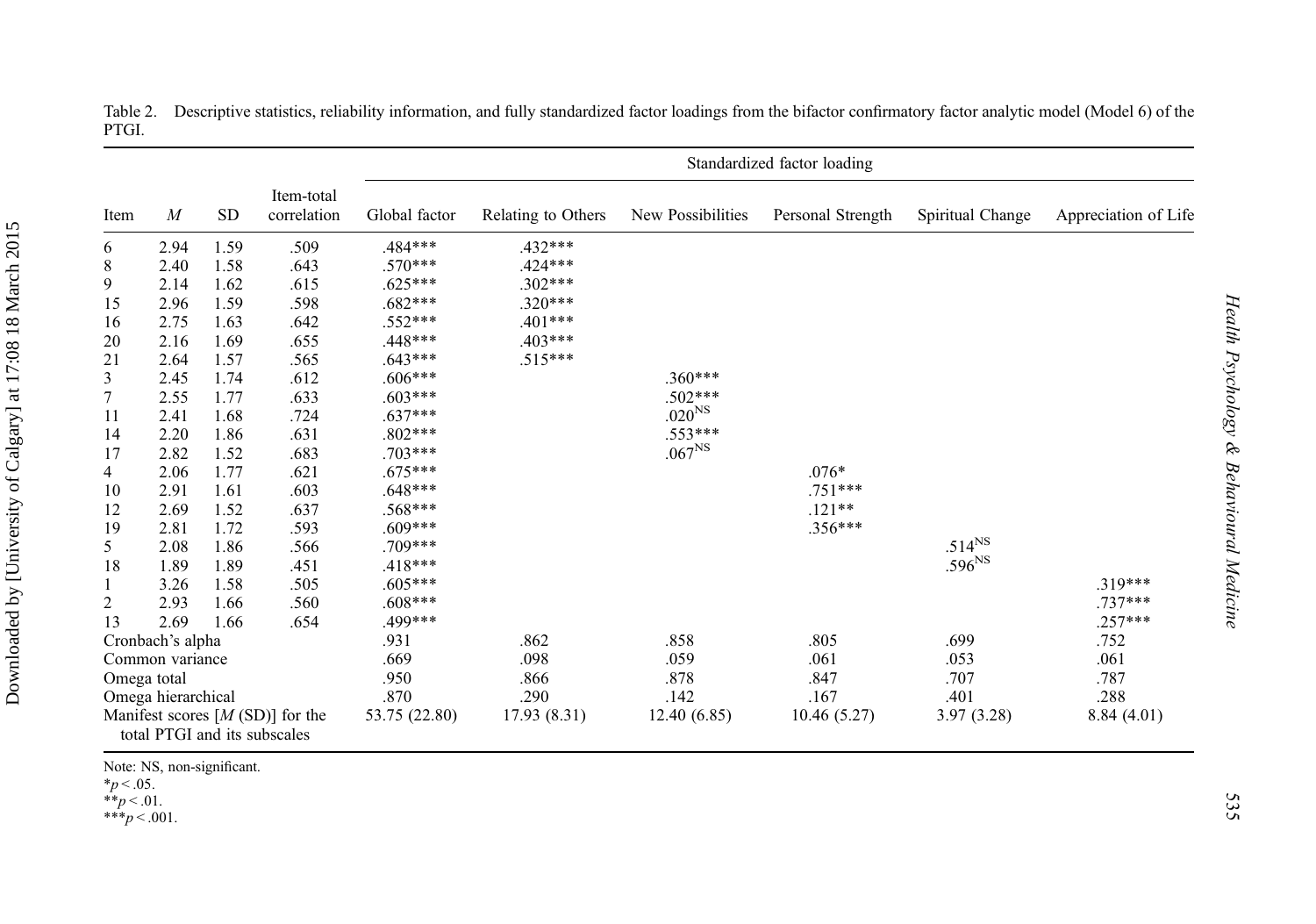Table 2. Descriptive statistics, reliability information, and fully standardized factor loadings from the bifactor confirmatory factor analytic model (Model 6) of the PTGI.

| | | | | Standardized factor loading | | | | | |
|---|---|---|---|---|---|---|---|---|---|
| Item | *M* | SD | Item-total correlation | Global factor | Relating to Others | New Possibilities | Personal Strength | Spiritual Change | Appreciation of Life |
| 6 | 2.94 | 1.59 | .509 | .484*** | .432*** | | | | |
| 8 | 2.40 | 1.58 | .643 | .570*** | .424*** | | | | |
| 9 | 2.14 | 1.62 | .615 | .625*** | .302*** | | | | |
| 15 | 2.96 | 1.59 | .598 | .682*** | .320*** | | | | |
| 16 | 2.75 | 1.63 | .642 | .552*** | .401*** | | | | |
| 20 | 2.16 | 1.69 | .655 | .448*** | .403*** | | | | |
| 21 | 2.64 | 1.57 | .565 | .643*** | .515*** | | | | |
| 3 | 2.45 | 1.74 | .612 | .606*** | | .360*** | | | |
| 7 | 2.55 | 1.77 | .633 | .603*** | | .502*** | | | |
| 11 | 2.41 | 1.68 | .724 | .637*** | | .020$^{NS}$ | | | |
| 14 | 2.20 | 1.86 | .631 | .802*** | | .553*** | | | |
| 17 | 2.82 | 1.52 | .683 | .703*** | | .067$^{NS}$ | | | |
| 4 | 2.06 | 1.77 | .621 | .675*** | | | .076* | | |
| 10 | 2.91 | 1.61 | .603 | .648*** | | | .751*** | | |
| 12 | 2.69 | 1.52 | .637 | .568*** | | | .121** | | |
| 19 | 2.81 | 1.72 | .593 | .609*** | | | .356*** | | |
| 5 | 2.08 | 1.86 | .566 | .709*** | | | | .514$^{NS}$ | |
| 18 | 1.89 | 1.89 | .451 | .418*** | | | | .596$^{NS}$ | |
| 1 | 3.26 | 1.58 | .505 | .605*** | | | | | .319*** |
| 2 | 2.93 | 1.66 | .560 | .608*** | | | | | .737*** |
| 13 | 2.69 | 1.66 | .654 | .499*** | | | | | .257*** |
| Cronbach's alpha | | | | .931 | .862 | .858 | .805 | .699 | .752 |
| Common variance | | | | .669 | .098 | .059 | .061 | .053 | .061 |
| Omega total | | | | .950 | .866 | .878 | .847 | .707 | .787 |
| Omega hierarchical | | | | .870 | .290 | .142 | .167 | .401 | .288 |
| Manifest scores [*M* (SD)] for the total PTGI and its subscales | | | | 53.75 (22.80) | 17.93 (8.31) | 12.40 (6.85) | 10.46 (5.27) | 3.97 (3.28) | 8.84 (4.01) |

Note: NS, non-significant.
$^{*}p < .05$.
$^{**}p < .01$.
$^{***}p < .001$.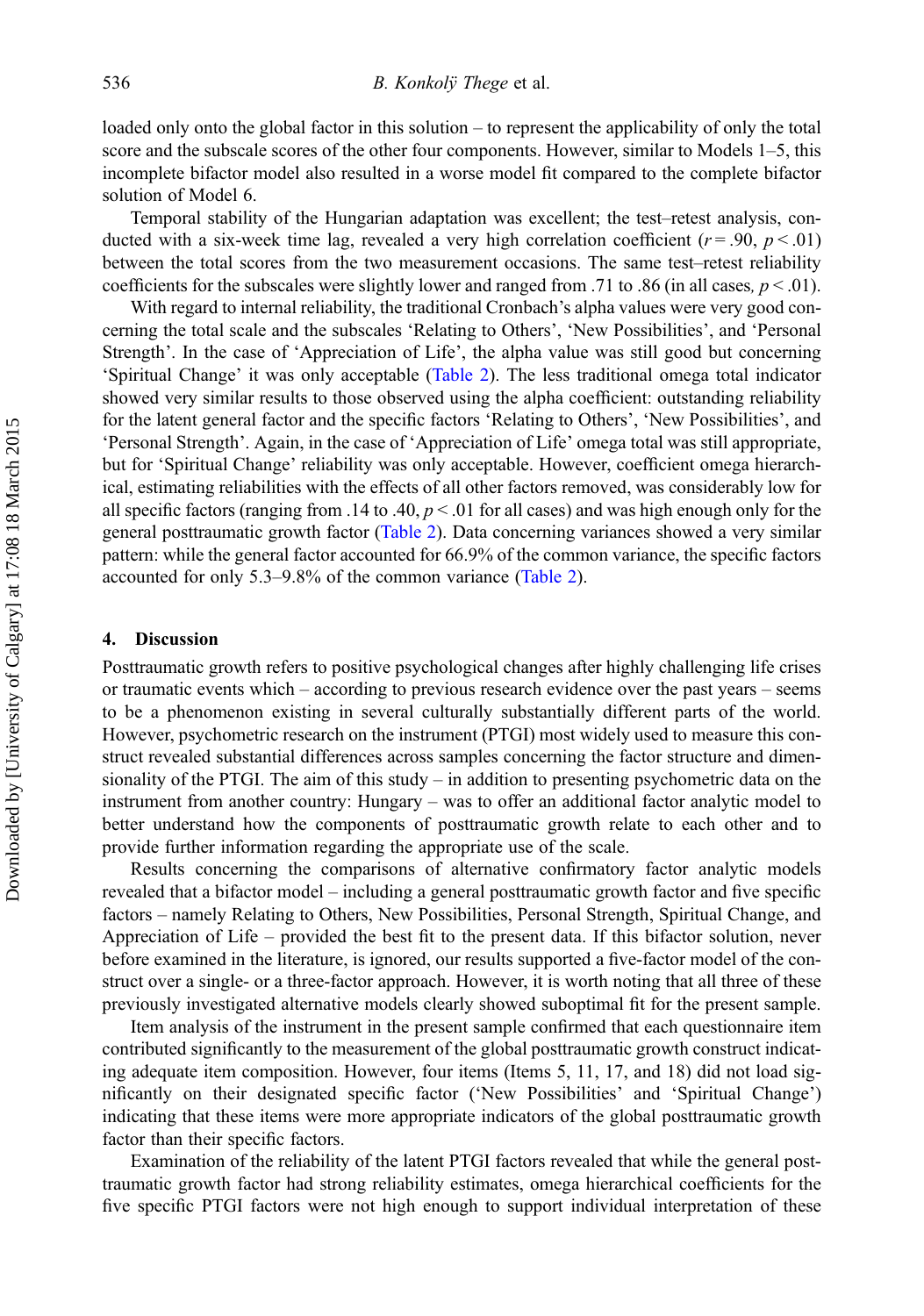loaded only onto the global factor in this solution – to represent the applicability of only the total score and the subscale scores of the other four components. However, similar to Models 1–5, this incomplete bifactor model also resulted in a worse model fit compared to the complete bifactor solution of Model 6.

Temporal stability of the Hungarian adaptation was excellent; the test–retest analysis, conducted with a six-week time lag, revealed a very high correlation coefficient ($r = .90$, $p < .01$) between the total scores from the two measurement occasions. The same test–retest reliability coefficients for the subscales were slightly lower and ranged from .71 to .86 (in all cases, $p < .01$).

With regard to internal reliability, the traditional Cronbach's alpha values were very good concerning the total scale and the subscales 'Relating to Others', 'New Possibilities', and 'Personal Strength'. In the case of 'Appreciation of Life', the alpha value was still good but concerning 'Spiritual Change' it was only acceptable (Table 2). The less traditional omega total indicator showed very similar results to those observed using the alpha coefficient: outstanding reliability for the latent general factor and the specific factors 'Relating to Others', 'New Possibilities', and 'Personal Strength'. Again, in the case of 'Appreciation of Life' omega total was still appropriate, but for 'Spiritual Change' reliability was only acceptable. However, coefficient omega hierarchical, estimating reliabilities with the effects of all other factors removed, was considerably low for all specific factors (ranging from .14 to .40, $p < .01$ for all cases) and was high enough only for the general posttraumatic growth factor (Table 2). Data concerning variances showed a very similar pattern: while the general factor accounted for 66.9% of the common variance, the specific factors accounted for only 5.3–9.8% of the common variance (Table 2).

## 4. Discussion

Posttraumatic growth refers to positive psychological changes after highly challenging life crises or traumatic events which – according to previous research evidence over the past years – seems to be a phenomenon existing in several culturally substantially different parts of the world. However, psychometric research on the instrument (PTGI) most widely used to measure this construct revealed substantial differences across samples concerning the factor structure and dimensionality of the PTGI. The aim of this study – in addition to presenting psychometric data on the instrument from another country: Hungary – was to offer an additional factor analytic model to better understand how the components of posttraumatic growth relate to each other and to provide further information regarding the appropriate use of the scale.

Results concerning the comparisons of alternative confirmatory factor analytic models revealed that a bifactor model – including a general posttraumatic growth factor and five specific factors – namely Relating to Others, New Possibilities, Personal Strength, Spiritual Change, and Appreciation of Life – provided the best fit to the present data. If this bifactor solution, never before examined in the literature, is ignored, our results supported a five-factor model of the construct over a single- or a three-factor approach. However, it is worth noting that all three of these previously investigated alternative models clearly showed suboptimal fit for the present sample.

Item analysis of the instrument in the present sample confirmed that each questionnaire item contributed significantly to the measurement of the global posttraumatic growth construct indicating adequate item composition. However, four items (Items 5, 11, 17, and 18) did not load significantly on their designated specific factor ('New Possibilities' and 'Spiritual Change') indicating that these items were more appropriate indicators of the global posttraumatic growth factor than their specific factors.

Examination of the reliability of the latent PTGI factors revealed that while the general posttraumatic growth factor had strong reliability estimates, omega hierarchical coefficients for the five specific PTGI factors were not high enough to support individual interpretation of these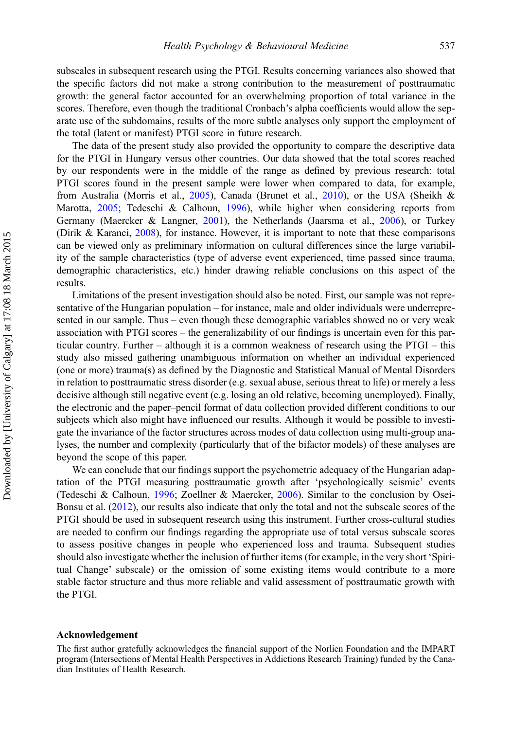subscales in subsequent research using the PTGI. Results concerning variances also showed that the specific factors did not make a strong contribution to the measurement of posttraumatic growth: the general factor accounted for an overwhelming proportion of total variance in the scores. Therefore, even though the traditional Cronbach's alpha coefficients would allow the separate use of the subdomains, results of the more subtle analyses only support the employment of the total (latent or manifest) PTGI score in future research.

The data of the present study also provided the opportunity to compare the descriptive data for the PTGI in Hungary versus other countries. Our data showed that the total scores reached by our respondents were in the middle of the range as defined by previous research: total PTGI scores found in the present sample were lower when compared to data, for example, from Australia (Morris et al., 2005), Canada (Brunet et al., 2010), or the USA (Sheikh & Marotta, 2005; Tedeschi & Calhoun, 1996), while higher when considering reports from Germany (Maercker & Langner, 2001), the Netherlands (Jaarsma et al., 2006), or Turkey (Dirik & Karanci, 2008), for instance. However, it is important to note that these comparisons can be viewed only as preliminary information on cultural differences since the large variability of the sample characteristics (type of adverse event experienced, time passed since trauma, demographic characteristics, etc.) hinder drawing reliable conclusions on this aspect of the results.

Limitations of the present investigation should also be noted. First, our sample was not representative of the Hungarian population – for instance, male and older individuals were underrepresented in our sample. Thus – even though these demographic variables showed no or very weak association with PTGI scores – the generalizability of our findings is uncertain even for this particular country. Further – although it is a common weakness of research using the PTGI – this study also missed gathering unambiguous information on whether an individual experienced (one or more) trauma(s) as defined by the Diagnostic and Statistical Manual of Mental Disorders in relation to posttraumatic stress disorder (e.g. sexual abuse, serious threat to life) or merely a less decisive although still negative event (e.g. losing an old relative, becoming unemployed). Finally, the electronic and the paper–pencil format of data collection provided different conditions to our subjects which also might have influenced our results. Although it would be possible to investigate the invariance of the factor structures across modes of data collection using multi-group analyses, the number and complexity (particularly that of the bifactor models) of these analyses are beyond the scope of this paper.

We can conclude that our findings support the psychometric adequacy of the Hungarian adaptation of the PTGI measuring posttraumatic growth after 'psychologically seismic' events (Tedeschi & Calhoun, 1996; Zoellner & Maercker, 2006). Similar to the conclusion by Osei-Bonsu et al. (2012), our results also indicate that only the total and not the subscale scores of the PTGI should be used in subsequent research using this instrument. Further cross-cultural studies are needed to confirm our findings regarding the appropriate use of total versus subscale scores to assess positive changes in people who experienced loss and trauma. Subsequent studies should also investigate whether the inclusion of further items (for example, in the very short 'Spiritual Change' subscale) or the omission of some existing items would contribute to a more stable factor structure and thus more reliable and valid assessment of posttraumatic growth with the PTGI.

## Acknowledgement

The first author gratefully acknowledges the financial support of the Norlien Foundation and the IMPART program (Intersections of Mental Health Perspectives in Addictions Research Training) funded by the Canadian Institutes of Health Research.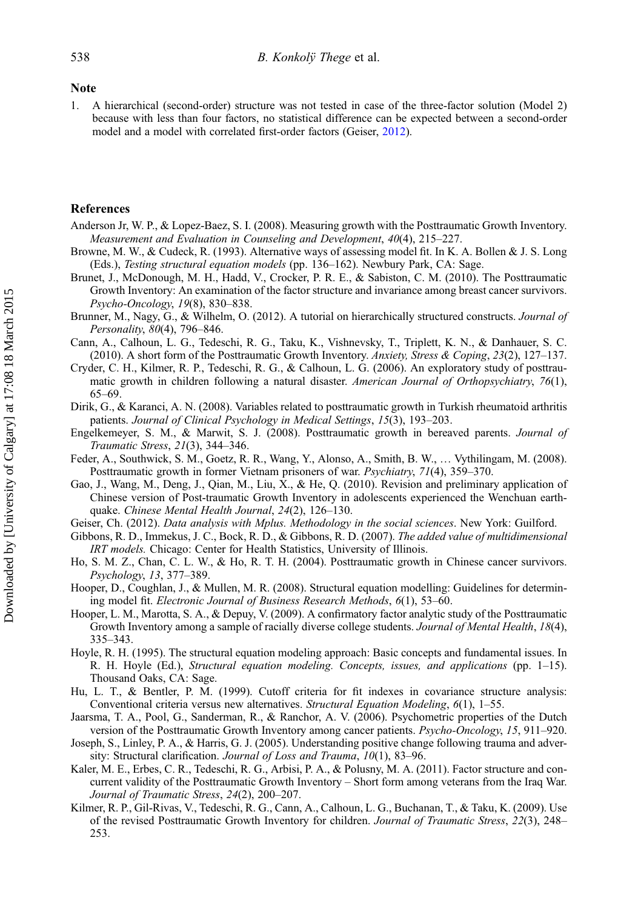## Note

1. A hierarchical (second-order) structure was not tested in case of the three-factor solution (Model 2) because with less than four factors, no statistical difference can be expected between a second-order model and a model with correlated first-order factors (Geiser, 2012).

## References

Anderson Jr, W. P., & Lopez-Baez, S. I. (2008). Measuring growth with the Posttraumatic Growth Inventory. *Measurement and Evaluation in Counseling and Development*, *40*(4), 215–227.

Browne, M. W., & Cudeck, R. (1993). Alternative ways of assessing model fit. In K. A. Bollen & J. S. Long (Eds.), *Testing structural equation models* (pp. 136–162). Newbury Park, CA: Sage.

Brunet, J., McDonough, M. H., Hadd, V., Crocker, P. R. E., & Sabiston, C. M. (2010). The Posttraumatic Growth Inventory: An examination of the factor structure and invariance among breast cancer survivors. *Psycho-Oncology*, *19*(8), 830–838.

Brunner, M., Nagy, G., & Wilhelm, O. (2012). A tutorial on hierarchically structured constructs. *Journal of Personality*, *80*(4), 796–846.

Cann, A., Calhoun, L. G., Tedeschi, R. G., Taku, K., Vishnevsky, T., Triplett, K. N., & Danhauer, S. C. (2010). A short form of the Posttraumatic Growth Inventory. *Anxiety, Stress & Coping*, *23*(2), 127–137.

Cryder, C. H., Kilmer, R. P., Tedeschi, R. G., & Calhoun, L. G. (2006). An exploratory study of posttraumatic growth in children following a natural disaster. *American Journal of Orthopsychiatry*, *76*(1), 65–69.

Dirik, G., & Karanci, A. N. (2008). Variables related to posttraumatic growth in Turkish rheumatoid arthritis patients. *Journal of Clinical Psychology in Medical Settings*, *15*(3), 193–203.

Engelkemeyer, S. M., & Marwit, S. J. (2008). Posttraumatic growth in bereaved parents. *Journal of Traumatic Stress*, *21*(3), 344–346.

Feder, A., Southwick, S. M., Goetz, R. R., Wang, Y., Alonso, A., Smith, B. W., … Vythilingam, M. (2008). Posttraumatic growth in former Vietnam prisoners of war. *Psychiatry*, *71*(4), 359–370.

Gao, J., Wang, M., Deng, J., Qian, M., Liu, X., & He, Q. (2010). Revision and preliminary application of Chinese version of Post-traumatic Growth Inventory in adolescents experienced the Wenchuan earthquake. *Chinese Mental Health Journal*, *24*(2), 126–130.

Geiser, Ch. (2012). *Data analysis with Mplus. Methodology in the social sciences*. New York: Guilford.

Gibbons, R. D., Immekus, J. C., Bock, R. D., & Gibbons, R. D. (2007). *The added value of multidimensional IRT models.* Chicago: Center for Health Statistics, University of Illinois.

Ho, S. M. Z., Chan, C. L. W., & Ho, R. T. H. (2004). Posttraumatic growth in Chinese cancer survivors. *Psychology*, *13*, 377–389.

Hooper, D., Coughlan, J., & Mullen, M. R. (2008). Structural equation modelling: Guidelines for determining model fit. *Electronic Journal of Business Research Methods*, *6*(1), 53–60.

Hooper, L. M., Marotta, S. A., & Depuy, V. (2009). A confirmatory factor analytic study of the Posttraumatic Growth Inventory among a sample of racially diverse college students. *Journal of Mental Health*, *18*(4), 335–343.

Hoyle, R. H. (1995). The structural equation modeling approach: Basic concepts and fundamental issues. In R. H. Hoyle (Ed.), *Structural equation modeling. Concepts, issues, and applications* (pp. 1–15). Thousand Oaks, CA: Sage.

Hu, L. T., & Bentler, P. M. (1999). Cutoff criteria for fit indexes in covariance structure analysis: Conventional criteria versus new alternatives. *Structural Equation Modeling*, *6*(1), 1–55.

Jaarsma, T. A., Pool, G., Sanderman, R., & Ranchor, A. V. (2006). Psychometric properties of the Dutch version of the Posttraumatic Growth Inventory among cancer patients. *Psycho-Oncology*, *15*, 911–920.

Joseph, S., Linley, P. A., & Harris, G. J. (2005). Understanding positive change following trauma and adversity: Structural clarification. *Journal of Loss and Trauma*, *10*(1), 83–96.

Kaler, M. E., Erbes, C. R., Tedeschi, R. G., Arbisi, P. A., & Polusny, M. A. (2011). Factor structure and concurrent validity of the Posttraumatic Growth Inventory – Short form among veterans from the Iraq War. *Journal of Traumatic Stress*, *24*(2), 200–207.

Kilmer, R. P., Gil-Rivas, V., Tedeschi, R. G., Cann, A., Calhoun, L. G., Buchanan, T., & Taku, K. (2009). Use of the revised Posttraumatic Growth Inventory for children. *Journal of Traumatic Stress*, *22*(3), 248–253.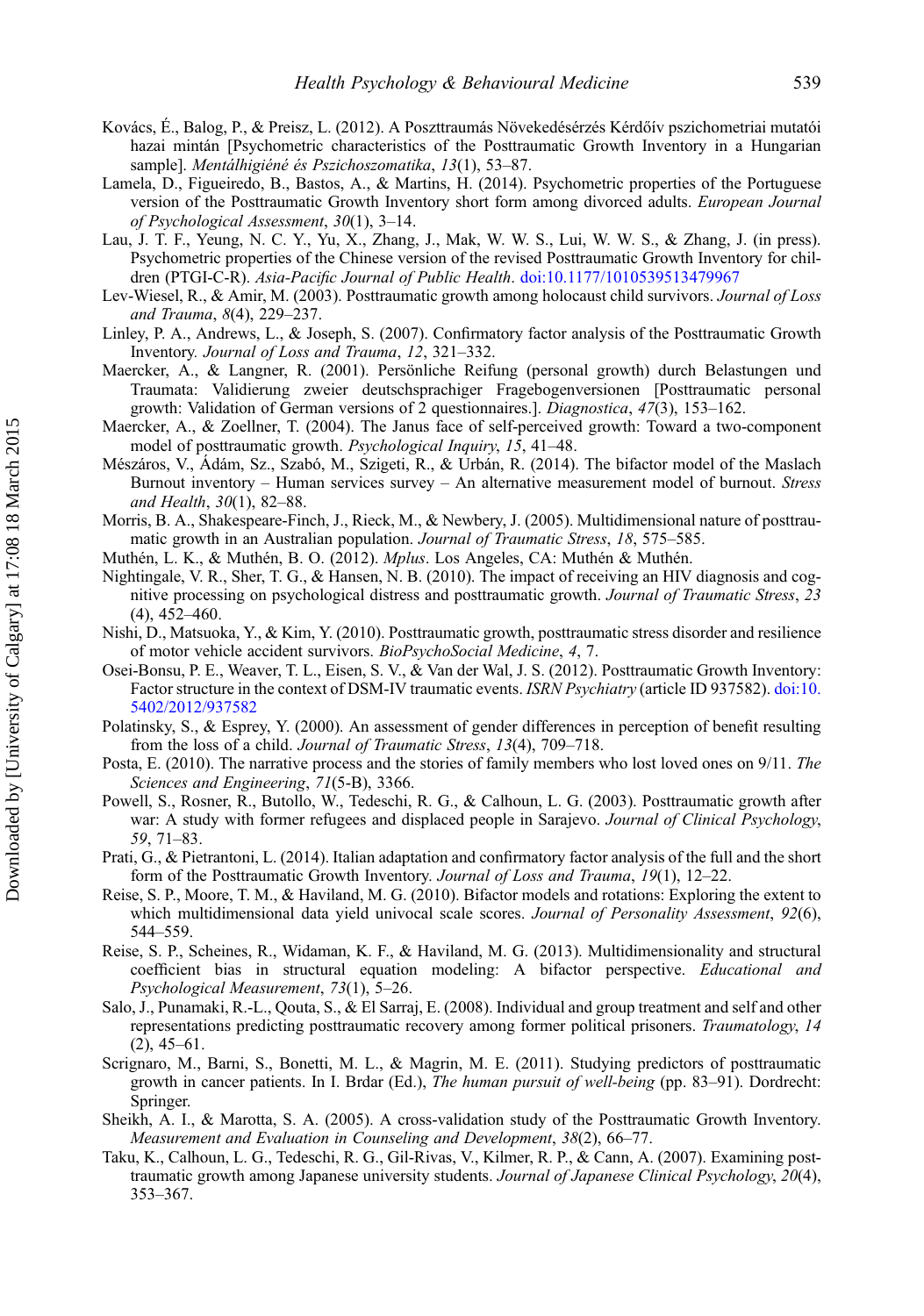Kovács, É., Balog, P., & Preisz, L. (2012). A Poszttraumás Növekedésérzés Kérdőív pszichometriai mutatói hazai mintán [Psychometric characteristics of the Posttraumatic Growth Inventory in a Hungarian sample]. *Mentálhigiéné és Pszichoszomatika*, *13*(1), 53–87.

Lamela, D., Figueiredo, B., Bastos, A., & Martins, H. (2014). Psychometric properties of the Portuguese version of the Posttraumatic Growth Inventory short form among divorced adults. *European Journal of Psychological Assessment*, *30*(1), 3–14.

Lau, J. T. F., Yeung, N. C. Y., Yu, X., Zhang, J., Mak, W. W. S., Lui, W. W. S., & Zhang, J. (in press). Psychometric properties of the Chinese version of the revised Posttraumatic Growth Inventory for children (PTGI-C-R). *Asia-Pacific Journal of Public Health*. doi:10.1177/1010539513479967

Lev-Wiesel, R., & Amir, M. (2003). Posttraumatic growth among holocaust child survivors. *Journal of Loss and Trauma*, *8*(4), 229–237.

Linley, P. A., Andrews, L., & Joseph, S. (2007). Confirmatory factor analysis of the Posttraumatic Growth Inventory. *Journal of Loss and Trauma*, *12*, 321–332.

Maercker, A., & Langner, R. (2001). Persönliche Reifung (personal growth) durch Belastungen und Traumata: Validierung zweier deutschsprachiger Fragebogenversionen [Posttraumatic personal growth: Validation of German versions of 2 questionnaires.]. *Diagnostica*, *47*(3), 153–162.

Maercker, A., & Zoellner, T. (2004). The Janus face of self-perceived growth: Toward a two-component model of posttraumatic growth. *Psychological Inquiry*, *15*, 41–48.

Mészáros, V., Ádám, Sz., Szabó, M., Szigeti, R., & Urbán, R. (2014). The bifactor model of the Maslach Burnout inventory – Human services survey – An alternative measurement model of burnout. *Stress and Health*, *30*(1), 82–88.

Morris, B. A., Shakespeare-Finch, J., Rieck, M., & Newbery, J. (2005). Multidimensional nature of posttraumatic growth in an Australian population. *Journal of Traumatic Stress*, *18*, 575–585.

Muthén, L. K., & Muthén, B. O. (2012). *Mplus*. Los Angeles, CA: Muthén & Muthén.

Nightingale, V. R., Sher, T. G., & Hansen, N. B. (2010). The impact of receiving an HIV diagnosis and cognitive processing on psychological distress and posttraumatic growth. *Journal of Traumatic Stress*, *23* (4), 452–460.

Nishi, D., Matsuoka, Y., & Kim, Y. (2010). Posttraumatic growth, posttraumatic stress disorder and resilience of motor vehicle accident survivors. *BioPsychoSocial Medicine*, *4*, 7.

Osei-Bonsu, P. E., Weaver, T. L., Eisen, S. V., & Van der Wal, J. S. (2012). Posttraumatic Growth Inventory: Factor structure in the context of DSM-IV traumatic events. *ISRN Psychiatry* (article ID 937582). doi:10.5402/2012/937582

Polatinsky, S., & Esprey, Y. (2000). An assessment of gender differences in perception of benefit resulting from the loss of a child. *Journal of Traumatic Stress*, *13*(4), 709–718.

Posta, E. (2010). The narrative process and the stories of family members who lost loved ones on 9/11. *The Sciences and Engineering*, *71*(5-B), 3366.

Powell, S., Rosner, R., Butollo, W., Tedeschi, R. G., & Calhoun, L. G. (2003). Posttraumatic growth after war: A study with former refugees and displaced people in Sarajevo. *Journal of Clinical Psychology*, *59*, 71–83.

Prati, G., & Pietrantoni, L. (2014). Italian adaptation and confirmatory factor analysis of the full and the short form of the Posttraumatic Growth Inventory. *Journal of Loss and Trauma*, *19*(1), 12–22.

Reise, S. P., Moore, T. M., & Haviland, M. G. (2010). Bifactor models and rotations: Exploring the extent to which multidimensional data yield univocal scale scores. *Journal of Personality Assessment*, *92*(6), 544–559.

Reise, S. P., Scheines, R., Widaman, K. F., & Haviland, M. G. (2013). Multidimensionality and structural coefficient bias in structural equation modeling: A bifactor perspective. *Educational and Psychological Measurement*, *73*(1), 5–26.

Salo, J., Punamaki, R.-L., Qouta, S., & El Sarraj, E. (2008). Individual and group treatment and self and other representations predicting posttraumatic recovery among former political prisoners. *Traumatology*, *14* (2), 45–61.

Scrignaro, M., Barni, S., Bonetti, M. L., & Magrin, M. E. (2011). Studying predictors of posttraumatic growth in cancer patients. In I. Brdar (Ed.), *The human pursuit of well-being* (pp. 83–91). Dordrecht: Springer.

Sheikh, A. I., & Marotta, S. A. (2005). A cross-validation study of the Posttraumatic Growth Inventory. *Measurement and Evaluation in Counseling and Development*, *38*(2), 66–77.

Taku, K., Calhoun, L. G., Tedeschi, R. G., Gil-Rivas, V., Kilmer, R. P., & Cann, A. (2007). Examining posttraumatic growth among Japanese university students. *Journal of Japanese Clinical Psychology*, *20*(4), 353–367.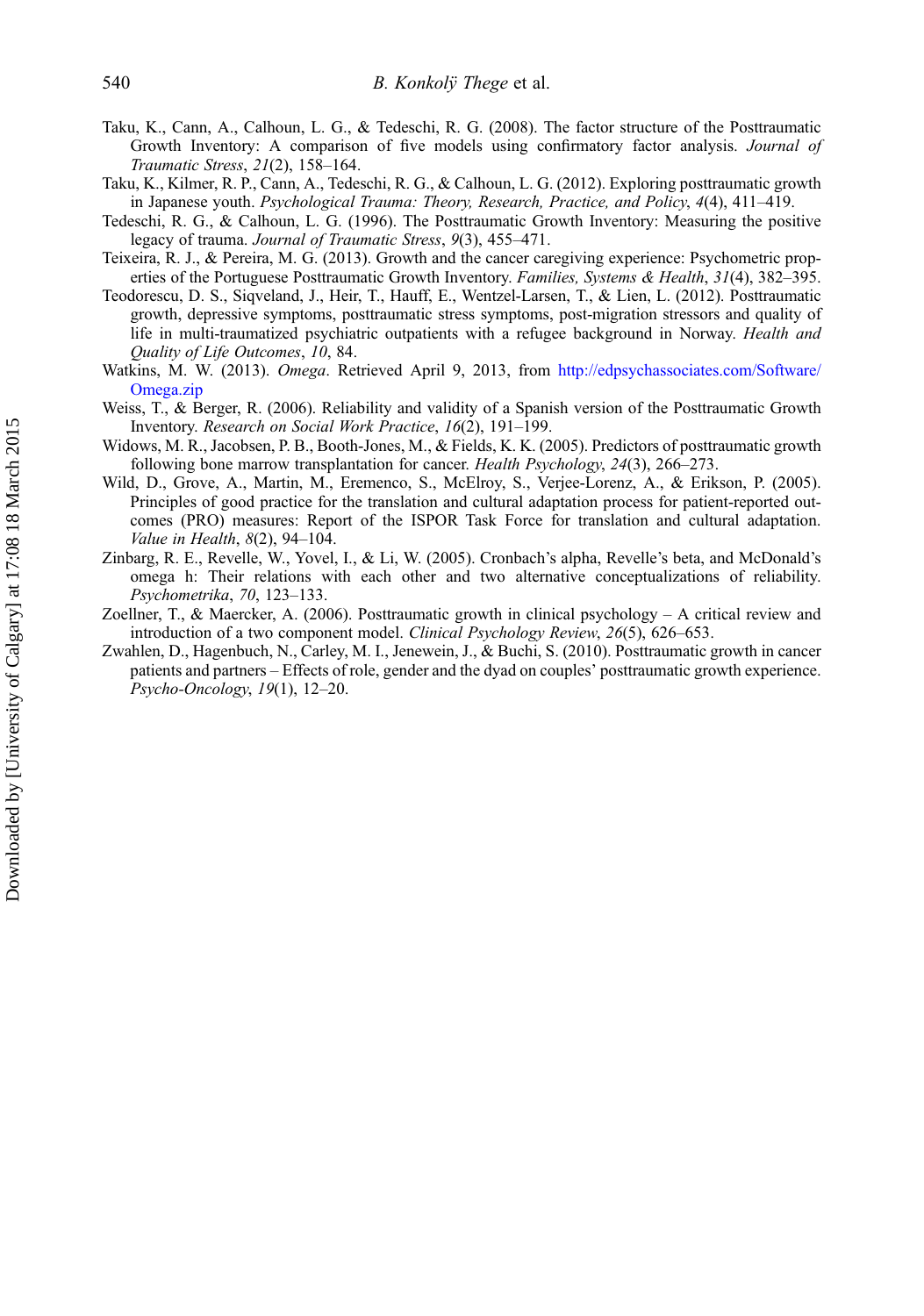Taku, K., Cann, A., Calhoun, L. G., & Tedeschi, R. G. (2008). The factor structure of the Posttraumatic Growth Inventory: A comparison of five models using confirmatory factor analysis. *Journal of Traumatic Stress*, *21*(2), 158–164.

Taku, K., Kilmer, R. P., Cann, A., Tedeschi, R. G., & Calhoun, L. G. (2012). Exploring posttraumatic growth in Japanese youth. *Psychological Trauma: Theory, Research, Practice, and Policy*, *4*(4), 411–419.

Tedeschi, R. G., & Calhoun, L. G. (1996). The Posttraumatic Growth Inventory: Measuring the positive legacy of trauma. *Journal of Traumatic Stress*, *9*(3), 455–471.

Teixeira, R. J., & Pereira, M. G. (2013). Growth and the cancer caregiving experience: Psychometric properties of the Portuguese Posttraumatic Growth Inventory. *Families, Systems & Health*, *31*(4), 382–395.

Teodorescu, D. S., Siqveland, J., Heir, T., Hauff, E., Wentzel-Larsen, T., & Lien, L. (2012). Posttraumatic growth, depressive symptoms, posttraumatic stress symptoms, post-migration stressors and quality of life in multi-traumatized psychiatric outpatients with a refugee background in Norway. *Health and Quality of Life Outcomes*, *10*, 84.

Watkins, M. W. (2013). *Omega*. Retrieved April 9, 2013, from http://edpsychassociates.com/Software/Omega.zip

Weiss, T., & Berger, R. (2006). Reliability and validity of a Spanish version of the Posttraumatic Growth Inventory. *Research on Social Work Practice*, *16*(2), 191–199.

Widows, M. R., Jacobsen, P. B., Booth-Jones, M., & Fields, K. K. (2005). Predictors of posttraumatic growth following bone marrow transplantation for cancer. *Health Psychology*, *24*(3), 266–273.

Wild, D., Grove, A., Martin, M., Eremenco, S., McElroy, S., Verjee-Lorenz, A., & Erikson, P. (2005). Principles of good practice for the translation and cultural adaptation process for patient-reported outcomes (PRO) measures: Report of the ISPOR Task Force for translation and cultural adaptation. *Value in Health*, *8*(2), 94–104.

Zinbarg, R. E., Revelle, W., Yovel, I., & Li, W. (2005). Cronbach's alpha, Revelle's beta, and McDonald's omega h: Their relations with each other and two alternative conceptualizations of reliability. *Psychometrika*, *70*, 123–133.

Zoellner, T., & Maercker, A. (2006). Posttraumatic growth in clinical psychology – A critical review and introduction of a two component model. *Clinical Psychology Review*, *26*(5), 626–653.

Zwahlen, D., Hagenbuch, N., Carley, M. I., Jenewein, J., & Buchi, S. (2010). Posttraumatic growth in cancer patients and partners – Effects of role, gender and the dyad on couples' posttraumatic growth experience. *Psycho-Oncology*, *19*(1), 12–20.